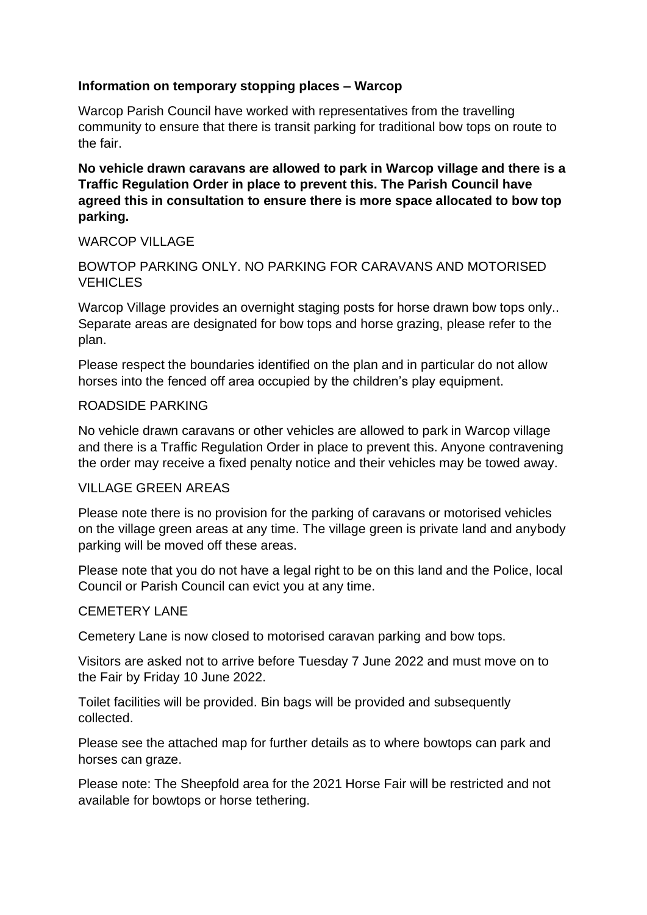**Information on temporary stopping places – Warcop**

Warcop Parish Council have worked with representatives from the travelling community to ensure that there is transit parking for traditional bow tops on route to the fair.

**No vehicle drawn caravans are allowed to park in Warcop village and there is a Traffic Regulation Order in place to prevent this. The Parish Council have agreed this in consultation to ensure there is more space allocated to bow top parking.**

WARCOP VILLAGE

BOWTOP PARKING ONLY. NO PARKING FOR CARAVANS AND MOTORISED VEHICLES

Warcop Village provides an overnight staging posts for horse drawn bow tops only.. Separate areas are designated for bow tops and horse grazing, please refer to the plan.

Please respect the boundaries identified on the plan and in particular do not allow horses into the fenced off area occupied by the children's play equipment.

ROADSIDE PARKING

No vehicle drawn caravans or other vehicles are allowed to park in Warcop village and there is a Traffic Regulation Order in place to prevent this. Anyone contravening the order may receive a fixed penalty notice and their vehicles may be towed away.

VILLAGE GREEN AREAS

Please note there is no provision for the parking of caravans or motorised vehicles on the village green areas at any time. The village green is private land and anybody parking will be moved off these areas.

Please note that you do not have a legal right to be on this land and the Police, local Council or Parish Council can evict you at any time.

CEMETERY LANE

Cemetery Lane is now closed to motorised caravan parking and bow tops.

Visitors are asked not to arrive before Tuesday 7 June 2022 and must move on to the Fair by Friday 10 June 2022.

Toilet facilities will be provided. Bin bags will be provided and subsequently collected.

Please see the attached map for further details as to where bowtops can park and horses can graze.

Please note: The Sheepfold area for the 2021 Horse Fair will be restricted and not available for bowtops or horse tethering.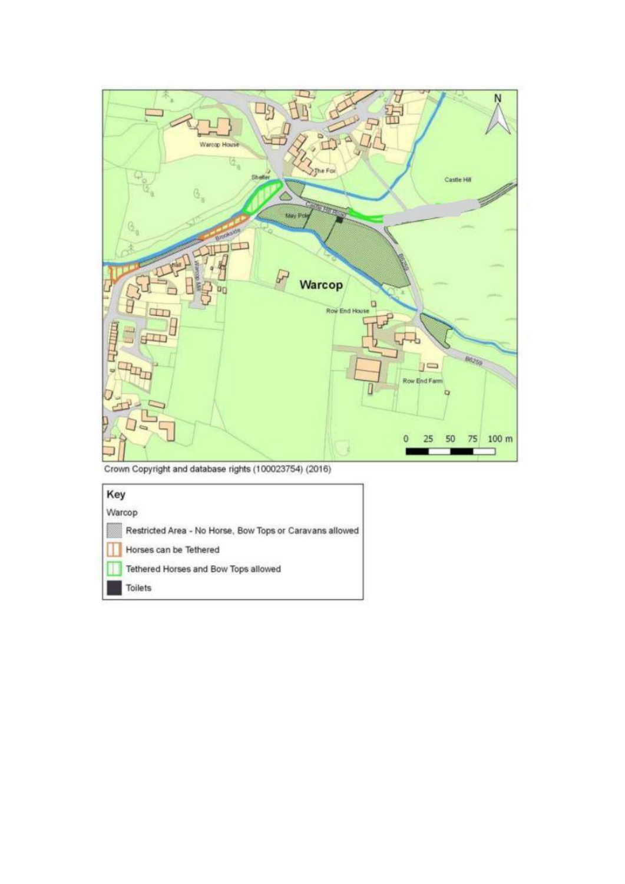Warcop House

Shelter

The Fox

Castle Hill

May Pole

Castle Hill Road

Brookside

Warcop Mill

Warcop

Row End House

Row End Farm

B6259

N

0 25 50 75 100 m

Crown Copyright and database rights (100023754) (2016)

**Key**

Warcop

Restricted Area - No Horse, Bow Tops or Caravans allowed

Horses can be Tethered

Tethered Horses and Bow Tops allowed

Toilets